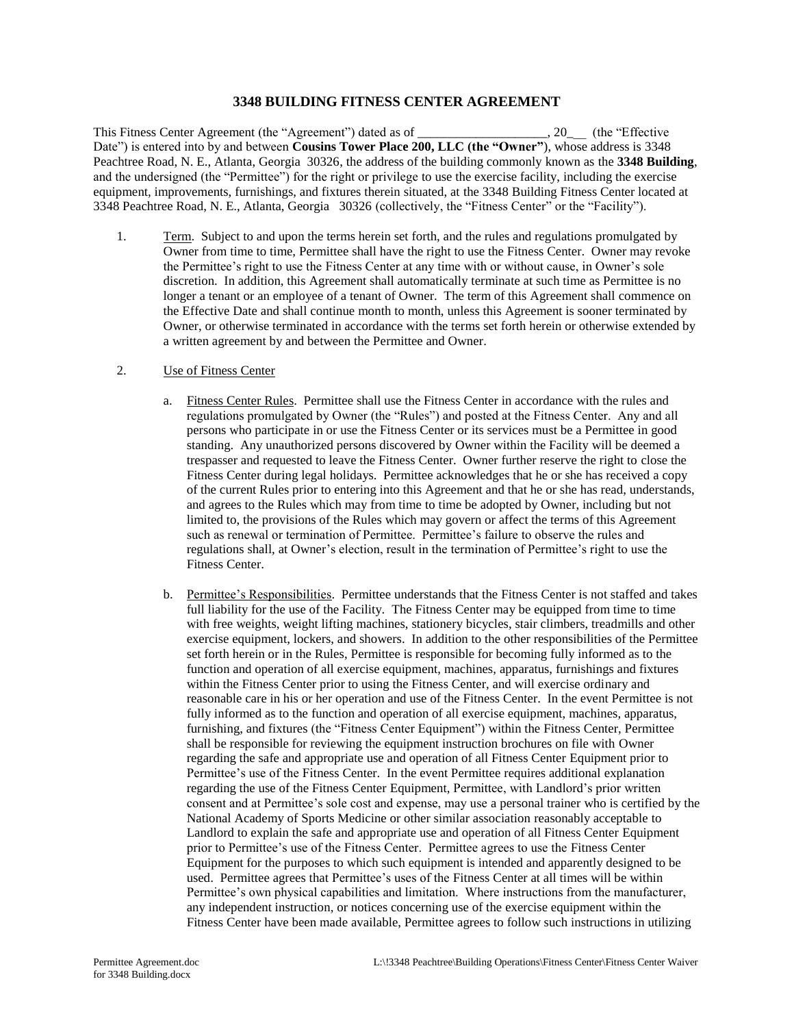# 3348 BUILDING FITNESS CENTER AGREEMENT

This Fitness Center Agreement (the "Agreement") dated as of ____________________, 20___ (the "Effective Date") is entered into by and between **Cousins Tower Place 200, LLC (the "Owner")**, whose address is 3348 Peachtree Road, N. E., Atlanta, Georgia 30326, the address of the building commonly known as the **3348 Building**, and the undersigned (the "Permittee") for the right or privilege to use the exercise facility, including the exercise equipment, improvements, furnishings, and fixtures therein situated, at the 3348 Building Fitness Center located at 3348 Peachtree Road, N. E., Atlanta, Georgia 30326 (collectively, the "Fitness Center" or the "Facility").

1. Term. Subject to and upon the terms herein set forth, and the rules and regulations promulgated by Owner from time to time, Permittee shall have the right to use the Fitness Center. Owner may revoke the Permittee's right to use the Fitness Center at any time with or without cause, in Owner's sole discretion. In addition, this Agreement shall automatically terminate at such time as Permittee is no longer a tenant or an employee of a tenant of Owner. The term of this Agreement shall commence on the Effective Date and shall continue month to month, unless this Agreement is sooner terminated by Owner, or otherwise terminated in accordance with the terms set forth herein or otherwise extended by a written agreement by and between the Permittee and Owner.

2. Use of Fitness Center

   a. Fitness Center Rules. Permittee shall use the Fitness Center in accordance with the rules and regulations promulgated by Owner (the "Rules") and posted at the Fitness Center. Any and all persons who participate in or use the Fitness Center or its services must be a Permittee in good standing. Any unauthorized persons discovered by Owner within the Facility will be deemed a trespasser and requested to leave the Fitness Center. Owner further reserve the right to close the Fitness Center during legal holidays. Permittee acknowledges that he or she has received a copy of the current Rules prior to entering into this Agreement and that he or she has read, understands, and agrees to the Rules which may from time to time be adopted by Owner, including but not limited to, the provisions of the Rules which may govern or affect the terms of this Agreement such as renewal or termination of Permittee. Permittee's failure to observe the rules and regulations shall, at Owner's election, result in the termination of Permittee's right to use the Fitness Center.

   b. Permittee's Responsibilities. Permittee understands that the Fitness Center is not staffed and takes full liability for the use of the Facility. The Fitness Center may be equipped from time to time with free weights, weight lifting machines, stationery bicycles, stair climbers, treadmills and other exercise equipment, lockers, and showers. In addition to the other responsibilities of the Permittee set forth herein or in the Rules, Permittee is responsible for becoming fully informed as to the function and operation of all exercise equipment, machines, apparatus, furnishings and fixtures within the Fitness Center prior to using the Fitness Center, and will exercise ordinary and reasonable care in his or her operation and use of the Fitness Center. In the event Permittee is not fully informed as to the function and operation of all exercise equipment, machines, apparatus, furnishing, and fixtures (the "Fitness Center Equipment") within the Fitness Center, Permittee shall be responsible for reviewing the equipment instruction brochures on file with Owner regarding the safe and appropriate use and operation of all Fitness Center Equipment prior to Permittee's use of the Fitness Center. In the event Permittee requires additional explanation regarding the use of the Fitness Center Equipment, Permittee, with Landlord's prior written consent and at Permittee's sole cost and expense, may use a personal trainer who is certified by the National Academy of Sports Medicine or other similar association reasonably acceptable to Landlord to explain the safe and appropriate use and operation of all Fitness Center Equipment prior to Permittee's use of the Fitness Center. Permittee agrees to use the Fitness Center Equipment for the purposes to which such equipment is intended and apparently designed to be used. Permittee agrees that Permittee's uses of the Fitness Center at all times will be within Permittee's own physical capabilities and limitation. Where instructions from the manufacturer, any independent instruction, or notices concerning use of the exercise equipment within the Fitness Center have been made available, Permittee agrees to follow such instructions in utilizing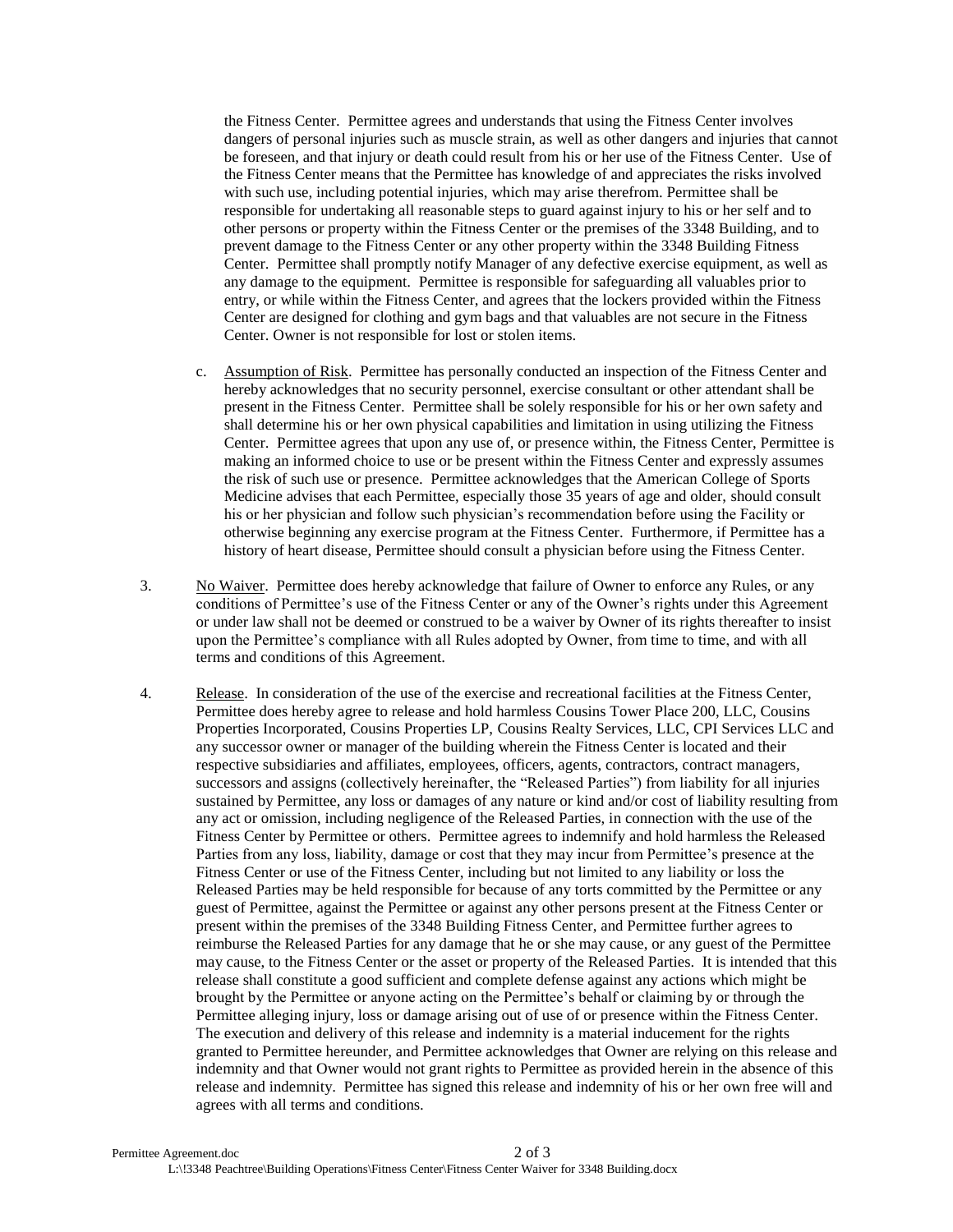the Fitness Center. Permittee agrees and understands that using the Fitness Center involves dangers of personal injuries such as muscle strain, as well as other dangers and injuries that cannot be foreseen, and that injury or death could result from his or her use of the Fitness Center. Use of the Fitness Center means that the Permittee has knowledge of and appreciates the risks involved with such use, including potential injuries, which may arise therefrom. Permittee shall be responsible for undertaking all reasonable steps to guard against injury to his or her self and to other persons or property within the Fitness Center or the premises of the 3348 Building, and to prevent damage to the Fitness Center or any other property within the 3348 Building Fitness Center. Permittee shall promptly notify Manager of any defective exercise equipment, as well as any damage to the equipment. Permittee is responsible for safeguarding all valuables prior to entry, or while within the Fitness Center, and agrees that the lockers provided within the Fitness Center are designed for clothing and gym bags and that valuables are not secure in the Fitness Center. Owner is not responsible for lost or stolen items.

c. Assumption of Risk. Permittee has personally conducted an inspection of the Fitness Center and hereby acknowledges that no security personnel, exercise consultant or other attendant shall be present in the Fitness Center. Permittee shall be solely responsible for his or her own safety and shall determine his or her own physical capabilities and limitation in using utilizing the Fitness Center. Permittee agrees that upon any use of, or presence within, the Fitness Center, Permittee is making an informed choice to use or be present within the Fitness Center and expressly assumes the risk of such use or presence. Permittee acknowledges that the American College of Sports Medicine advises that each Permittee, especially those 35 years of age and older, should consult his or her physician and follow such physician's recommendation before using the Facility or otherwise beginning any exercise program at the Fitness Center. Furthermore, if Permittee has a history of heart disease, Permittee should consult a physician before using the Fitness Center.

3. No Waiver. Permittee does hereby acknowledge that failure of Owner to enforce any Rules, or any conditions of Permittee's use of the Fitness Center or any of the Owner's rights under this Agreement or under law shall not be deemed or construed to be a waiver by Owner of its rights thereafter to insist upon the Permittee's compliance with all Rules adopted by Owner, from time to time, and with all terms and conditions of this Agreement.

4. Release. In consideration of the use of the exercise and recreational facilities at the Fitness Center, Permittee does hereby agree to release and hold harmless Cousins Tower Place 200, LLC, Cousins Properties Incorporated, Cousins Properties LP, Cousins Realty Services, LLC, CPI Services LLC and any successor owner or manager of the building wherein the Fitness Center is located and their respective subsidiaries and affiliates, employees, officers, agents, contractors, contract managers, successors and assigns (collectively hereinafter, the "Released Parties") from liability for all injuries sustained by Permittee, any loss or damages of any nature or kind and/or cost of liability resulting from any act or omission, including negligence of the Released Parties, in connection with the use of the Fitness Center by Permittee or others. Permittee agrees to indemnify and hold harmless the Released Parties from any loss, liability, damage or cost that they may incur from Permittee's presence at the Fitness Center or use of the Fitness Center, including but not limited to any liability or loss the Released Parties may be held responsible for because of any torts committed by the Permittee or any guest of Permittee, against the Permittee or against any other persons present at the Fitness Center or present within the premises of the 3348 Building Fitness Center, and Permittee further agrees to reimburse the Released Parties for any damage that he or she may cause, or any guest of the Permittee may cause, to the Fitness Center or the asset or property of the Released Parties. It is intended that this release shall constitute a good sufficient and complete defense against any actions which might be brought by the Permittee or anyone acting on the Permittee's behalf or claiming by or through the Permittee alleging injury, loss or damage arising out of use of or presence within the Fitness Center. The execution and delivery of this release and indemnity is a material inducement for the rights granted to Permittee hereunder, and Permittee acknowledges that Owner are relying on this release and indemnity and that Owner would not grant rights to Permittee as provided herein in the absence of this release and indemnity. Permittee has signed this release and indemnity of his or her own free will and agrees with all terms and conditions.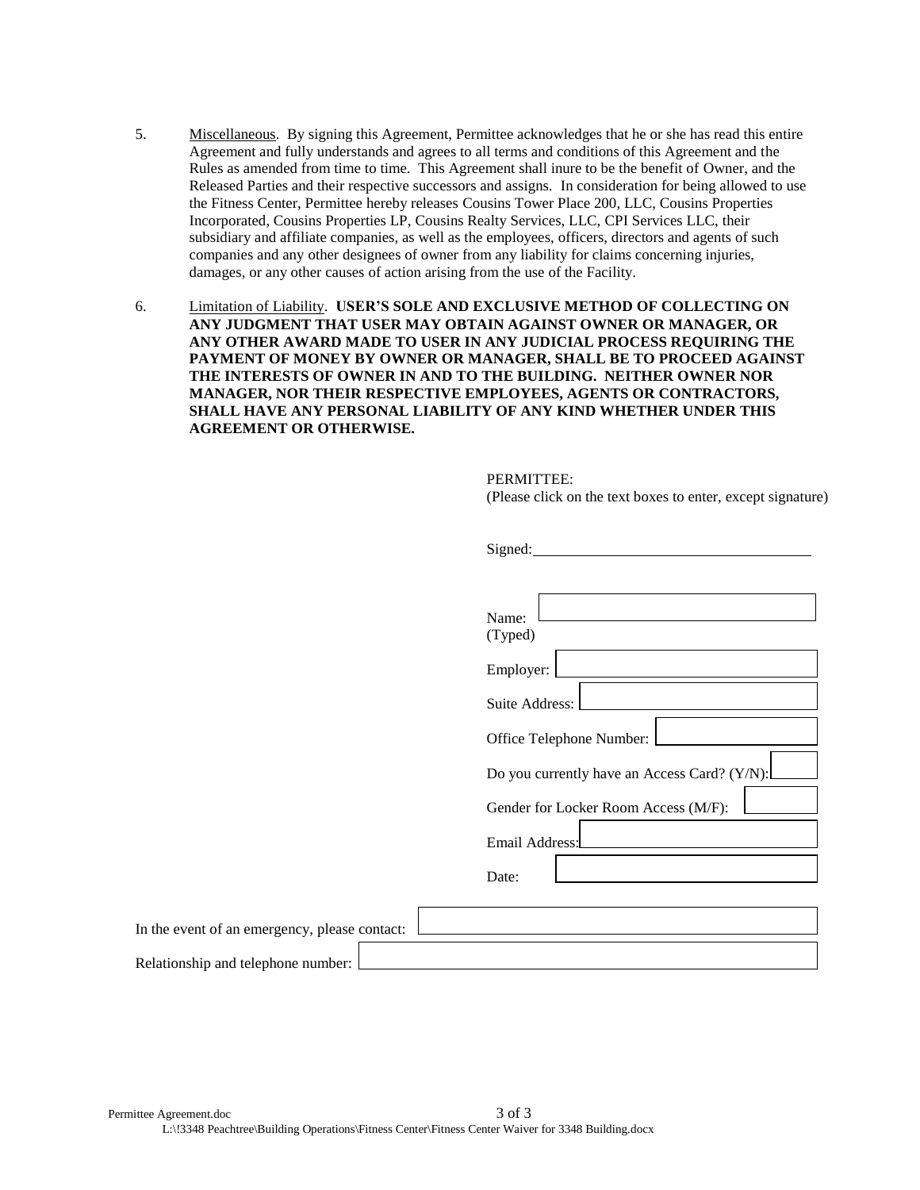5. Miscellaneous. By signing this Agreement, Permittee acknowledges that he or she has read this entire Agreement and fully understands and agrees to all terms and conditions of this Agreement and the Rules as amended from time to time. This Agreement shall inure to be the benefit of Owner, and the Released Parties and their respective successors and assigns. In consideration for being allowed to use the Fitness Center, Permittee hereby releases Cousins Tower Place 200, LLC, Cousins Properties Incorporated, Cousins Properties LP, Cousins Realty Services, LLC, CPI Services LLC, their subsidiary and affiliate companies, as well as the employees, officers, directors and agents of such companies and any other designees of owner from any liability for claims concerning injuries, damages, or any other causes of action arising from the use of the Facility.

6. Limitation of Liability. **USER'S SOLE AND EXCLUSIVE METHOD OF COLLECTING ON ANY JUDGMENT THAT USER MAY OBTAIN AGAINST OWNER OR MANAGER, OR ANY OTHER AWARD MADE TO USER IN ANY JUDICIAL PROCESS REQUIRING THE PAYMENT OF MONEY BY OWNER OR MANAGER, SHALL BE TO PROCEED AGAINST THE INTERESTS OF OWNER IN AND TO THE BUILDING. NEITHER OWNER NOR MANAGER, NOR THEIR RESPECTIVE EMPLOYEES, AGENTS OR CONTRACTORS, SHALL HAVE ANY PERSONAL LIABILITY OF ANY KIND WHETHER UNDER THIS AGREEMENT OR OTHERWISE.**

PERMITTEE:
(Please click on the text boxes to enter, except signature)

Signed: ____________________________________

Name: (Typed) ____________________

Employer: ____________________

Suite Address: ____________________

Office Telephone Number: ____________________

Do you currently have an Access Card? (Y/N): ______

Gender for Locker Room Access (M/F): ______

Email Address: ____________________

Date: ____________________

In the event of an emergency, please contact: ____________________

Relationship and telephone number: ____________________

Permittee Agreement.doc
L:\!3348 Peachtree\Building Operations\Fitness Center\Fitness Center Waiver for 3348 Building.docx